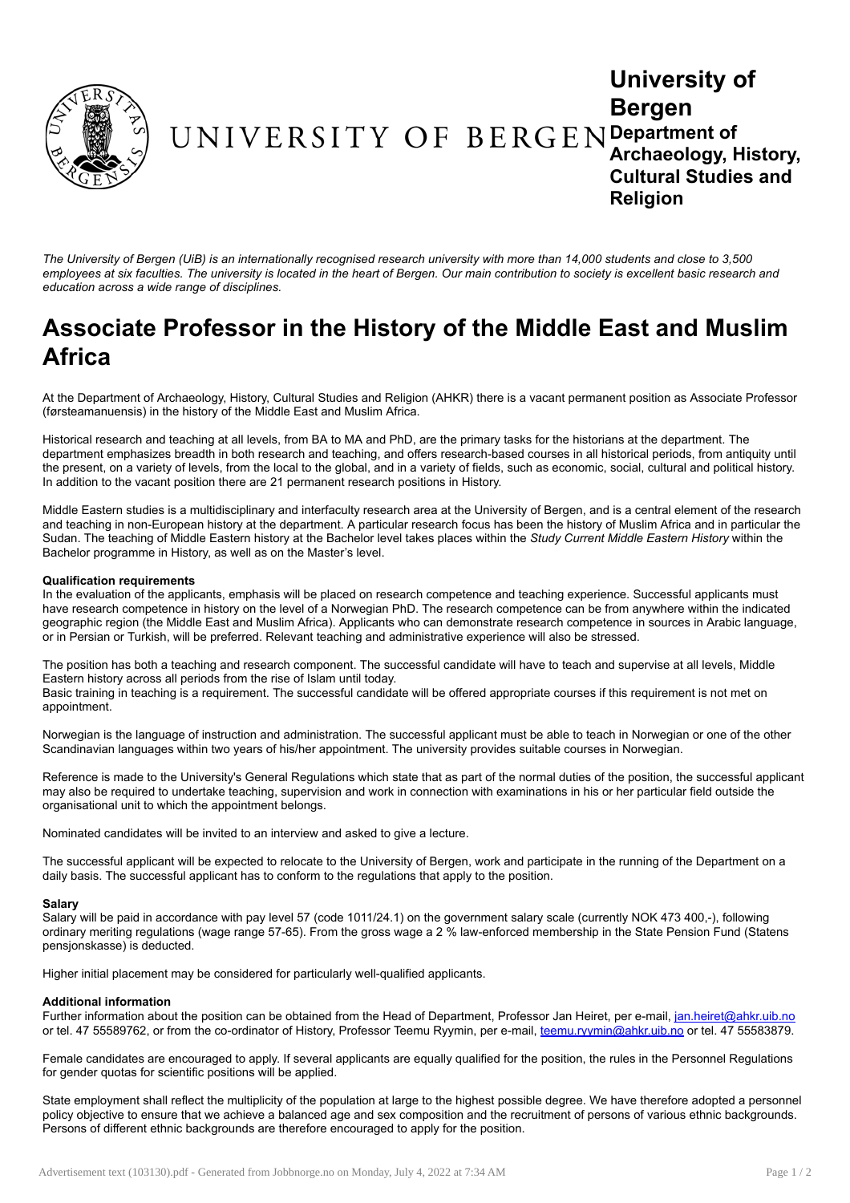UNIVERSITY OF BERGEN

**University of Bergen**
**Department of Archaeology, History, Cultural Studies and Religion**

*The University of Bergen (UiB) is an internationally recognised research university with more than 14,000 students and close to 3,500 employees at six faculties. The university is located in the heart of Bergen. Our main contribution to society is excellent basic research and education across a wide range of disciplines.*

# Associate Professor in the History of the Middle East and Muslim Africa

At the Department of Archaeology, History, Cultural Studies and Religion (AHKR) there is a vacant permanent position as Associate Professor (førsteamanuensis) in the history of the Middle East and Muslim Africa.

Historical research and teaching at all levels, from BA to MA and PhD, are the primary tasks for the historians at the department. The department emphasizes breadth in both research and teaching, and offers research-based courses in all historical periods, from antiquity until the present, on a variety of levels, from the local to the global, and in a variety of fields, such as economic, social, cultural and political history. In addition to the vacant position there are 21 permanent research positions in History.

Middle Eastern studies is a multidisciplinary and interfaculty research area at the University of Bergen, and is a central element of the research and teaching in non-European history at the department. A particular research focus has been the history of Muslim Africa and in particular the Sudan. The teaching of Middle Eastern history at the Bachelor level takes places within the *Study Current Middle Eastern History* within the Bachelor programme in History, as well as on the Master's level.

**Qualification requirements**
In the evaluation of the applicants, emphasis will be placed on research competence and teaching experience. Successful applicants must have research competence in history on the level of a Norwegian PhD. The research competence can be from anywhere within the indicated geographic region (the Middle East and Muslim Africa). Applicants who can demonstrate research competence in sources in Arabic language, or in Persian or Turkish, will be preferred. Relevant teaching and administrative experience will also be stressed.

The position has both a teaching and research component. The successful candidate will have to teach and supervise at all levels, Middle Eastern history across all periods from the rise of Islam until today.
Basic training in teaching is a requirement. The successful candidate will be offered appropriate courses if this requirement is not met on appointment.

Norwegian is the language of instruction and administration. The successful applicant must be able to teach in Norwegian or one of the other Scandinavian languages within two years of his/her appointment. The university provides suitable courses in Norwegian.

Reference is made to the University's General Regulations which state that as part of the normal duties of the position, the successful applicant may also be required to undertake teaching, supervision and work in connection with examinations in his or her particular field outside the organisational unit to which the appointment belongs.

Nominated candidates will be invited to an interview and asked to give a lecture.

The successful applicant will be expected to relocate to the University of Bergen, work and participate in the running of the Department on a daily basis. The successful applicant has to conform to the regulations that apply to the position.

**Salary**
Salary will be paid in accordance with pay level 57 (code 1011/24.1) on the government salary scale (currently NOK 473 400,-), following ordinary meriting regulations (wage range 57-65). From the gross wage a 2 % law-enforced membership in the State Pension Fund (Statens pensjonskasse) is deducted.

Higher initial placement may be considered for particularly well-qualified applicants.

**Additional information**
Further information about the position can be obtained from the Head of Department, Professor Jan Heiret, per e-mail, jan.heiret@ahkr.uib.no or tel. 47 55589762, or from the co-ordinator of History, Professor Teemu Ryymin, per e-mail, teemu.ryymin@ahkr.uib.no or tel. 47 55583879.

Female candidates are encouraged to apply. If several applicants are equally qualified for the position, the rules in the Personnel Regulations for gender quotas for scientific positions will be applied.

State employment shall reflect the multiplicity of the population at large to the highest possible degree. We have therefore adopted a personnel policy objective to ensure that we achieve a balanced age and sex composition and the recruitment of persons of various ethnic backgrounds. Persons of different ethnic backgrounds are therefore encouraged to apply for the position.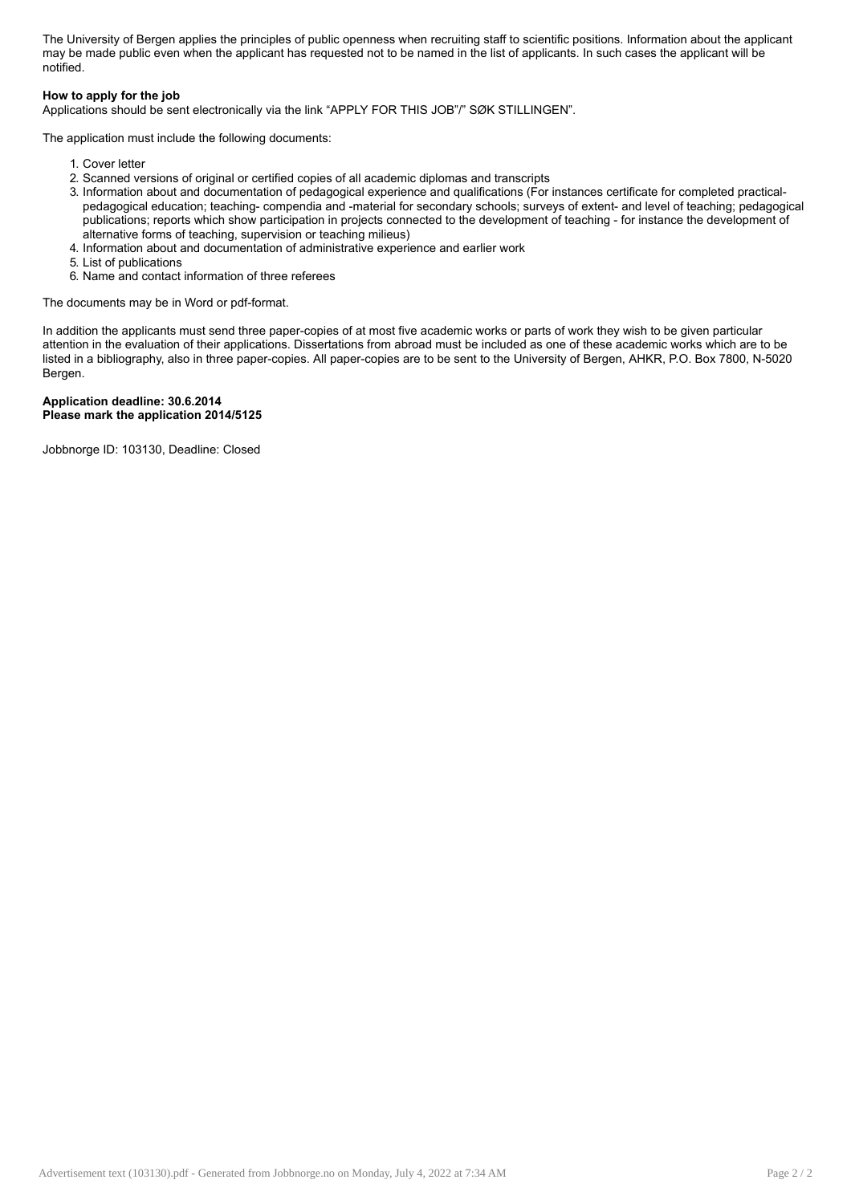The University of Bergen applies the principles of public openness when recruiting staff to scientific positions. Information about the applicant may be made public even when the applicant has requested not to be named in the list of applicants. In such cases the applicant will be notified.

**How to apply for the job**

Applications should be sent electronically via the link "APPLY FOR THIS JOB"/" SØK STILLINGEN".

The application must include the following documents:

1. Cover letter
2. Scanned versions of original or certified copies of all academic diplomas and transcripts
3. Information about and documentation of pedagogical experience and qualifications (For instances certificate for completed practical-pedagogical education; teaching- compendia and -material for secondary schools; surveys of extent- and level of teaching; pedagogical publications; reports which show participation in projects connected to the development of teaching - for instance the development of alternative forms of teaching, supervision or teaching milieus)
4. Information about and documentation of administrative experience and earlier work
5. List of publications
6. Name and contact information of three referees

The documents may be in Word or pdf-format.

In addition the applicants must send three paper-copies of at most five academic works or parts of work they wish to be given particular attention in the evaluation of their applications. Dissertations from abroad must be included as one of these academic works which are to be listed in a bibliography, also in three paper-copies. All paper-copies are to be sent to the University of Bergen, AHKR, P.O. Box 7800, N-5020 Bergen.

**Application deadline: 30.6.2014**
**Please mark the application 2014/5125**

Jobbnorge ID: 103130, Deadline: Closed